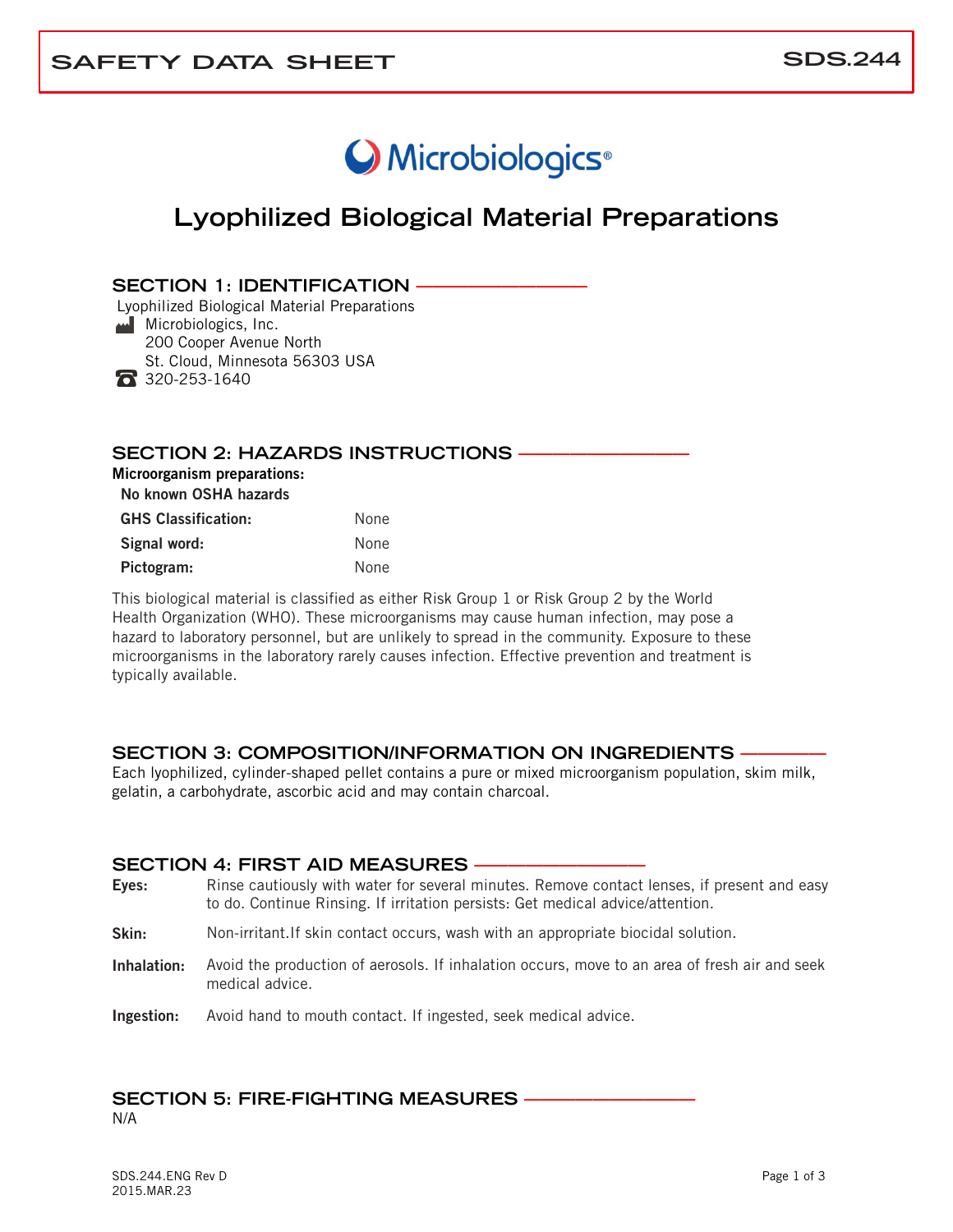# SAFETY DATA SHEET

SDS.244

Microbiologics®

# Lyophilized Biological Material Preparations

## SECTION 1: IDENTIFICATION

Lyophilized Biological Material Preparations

Microbiologics, Inc.
200 Cooper Avenue North
St. Cloud, Minnesota 56303 USA

320-253-1640

## SECTION 2: HAZARDS INSTRUCTIONS

**Microorganism preparations:**

**No known OSHA hazards**

| **GHS Classification:** | None |
|---|---|
| **Signal word:** | None |
| **Pictogram:** | None |

This biological material is classified as either Risk Group 1 or Risk Group 2 by the World Health Organization (WHO). These microorganisms may cause human infection, may pose a hazard to laboratory personnel, but are unlikely to spread in the community. Exposure to these microorganisms in the laboratory rarely causes infection. Effective prevention and treatment is typically available.

## SECTION 3: COMPOSITION/INFORMATION ON INGREDIENTS

Each lyophilized, cylinder-shaped pellet contains a pure or mixed microorganism population, skim milk, gelatin, a carbohydrate, ascorbic acid and may contain charcoal.

## SECTION 4: FIRST AID MEASURES

**Eyes:** Rinse cautiously with water for several minutes. Remove contact lenses, if present and easy to do. Continue Rinsing. If irritation persists: Get medical advice/attention.

**Skin:** Non-irritant.If skin contact occurs, wash with an appropriate biocidal solution.

**Inhalation:** Avoid the production of aerosols. If inhalation occurs, move to an area of fresh air and seek medical advice.

**Ingestion:** Avoid hand to mouth contact. If ingested, seek medical advice.

## SECTION 5: FIRE-FIGHTING MEASURES

N/A

SDS.244.ENG Rev D
2015.MAR.23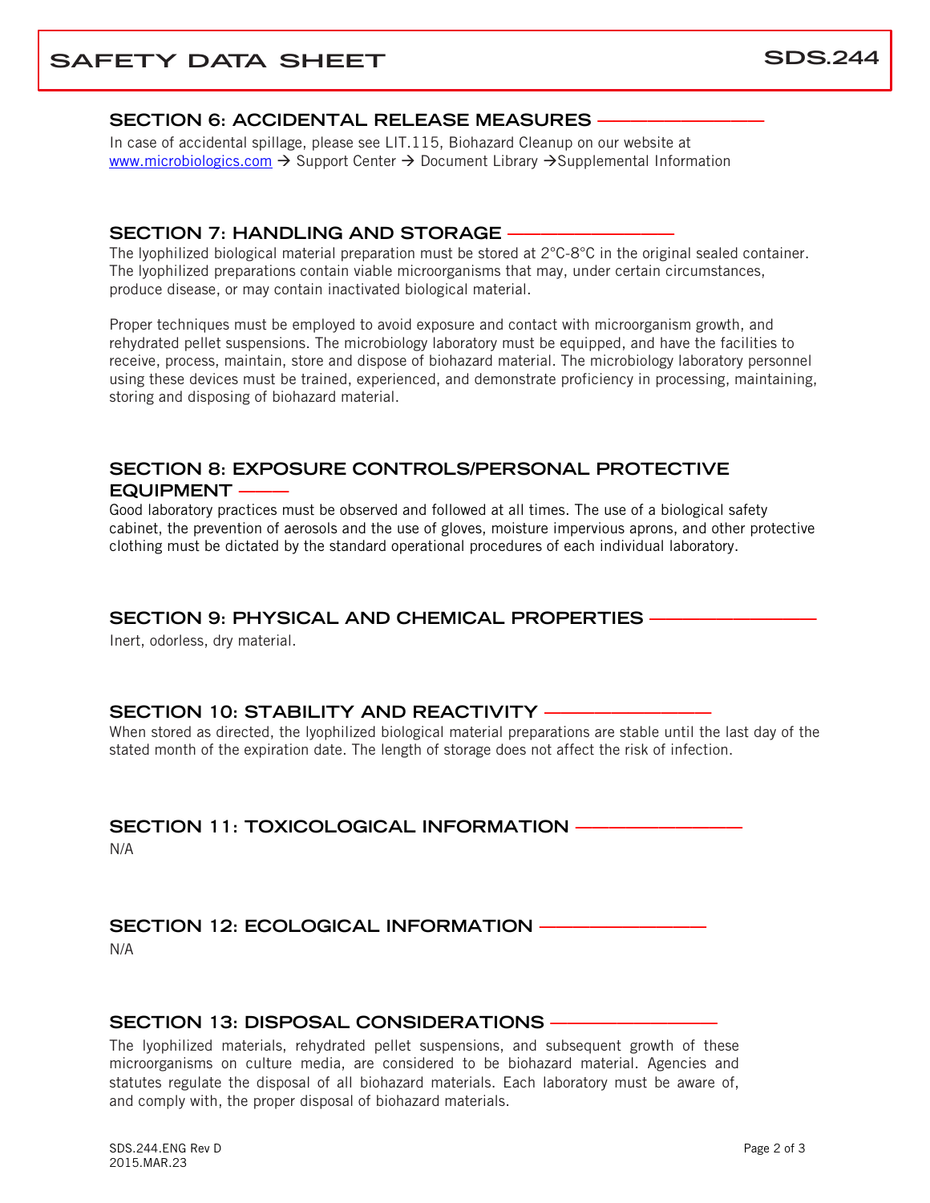## SECTION 6: ACCIDENTAL RELEASE MEASURES

In case of accidental spillage, please see LIT.115, Biohazard Cleanup on our website at www.microbiologics.com → Support Center → Document Library →Supplemental Information

## SECTION 7: HANDLING AND STORAGE

The lyophilized biological material preparation must be stored at 2°C-8°C in the original sealed container. The lyophilized preparations contain viable microorganisms that may, under certain circumstances, produce disease, or may contain inactivated biological material.

Proper techniques must be employed to avoid exposure and contact with microorganism growth, and rehydrated pellet suspensions. The microbiology laboratory must be equipped, and have the facilities to receive, process, maintain, store and dispose of biohazard material. The microbiology laboratory personnel using these devices must be trained, experienced, and demonstrate proficiency in processing, maintaining, storing and disposing of biohazard material.

## SECTION 8: EXPOSURE CONTROLS/PERSONAL PROTECTIVE EQUIPMENT

Good laboratory practices must be observed and followed at all times. The use of a biological safety cabinet, the prevention of aerosols and the use of gloves, moisture impervious aprons, and other protective clothing must be dictated by the standard operational procedures of each individual laboratory.

## SECTION 9: PHYSICAL AND CHEMICAL PROPERTIES

Inert, odorless, dry material.

## SECTION 10: STABILITY AND REACTIVITY

When stored as directed, the lyophilized biological material preparations are stable until the last day of the stated month of the expiration date. The length of storage does not affect the risk of infection.

## SECTION 11: TOXICOLOGICAL INFORMATION

N/A

## SECTION 12: ECOLOGICAL INFORMATION

N/A

## SECTION 13: DISPOSAL CONSIDERATIONS

The lyophilized materials, rehydrated pellet suspensions, and subsequent growth of these microorganisms on culture media, are considered to be biohazard material. Agencies and statutes regulate the disposal of all biohazard materials. Each laboratory must be aware of, and comply with, the proper disposal of biohazard materials.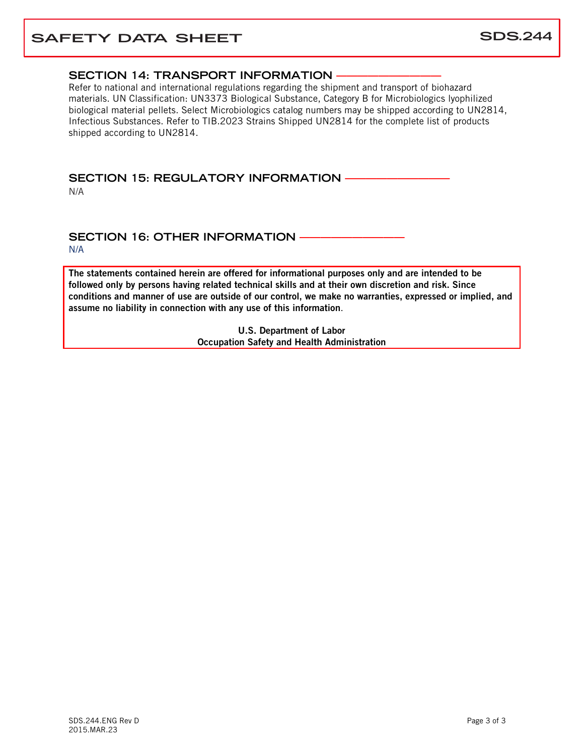## SECTION 14: TRANSPORT INFORMATION

Refer to national and international regulations regarding the shipment and transport of biohazard materials. UN Classification: UN3373 Biological Substance, Category B for Microbiologics lyophilized biological material pellets. Select Microbiologics catalog numbers may be shipped according to UN2814, Infectious Substances. Refer to TIB.2023 Strains Shipped UN2814 for the complete list of products shipped according to UN2814.

## SECTION 15: REGULATORY INFORMATION

N/A

## SECTION 16: OTHER INFORMATION

N/A

**The statements contained herein are offered for informational purposes only and are intended to be followed only by persons having related technical skills and at their own discretion and risk. Since conditions and manner of use are outside of our control, we make no warranties, expressed or implied, and assume no liability in connection with any use of this information**.

**U.S. Department of Labor**
**Occupation Safety and Health Administration**